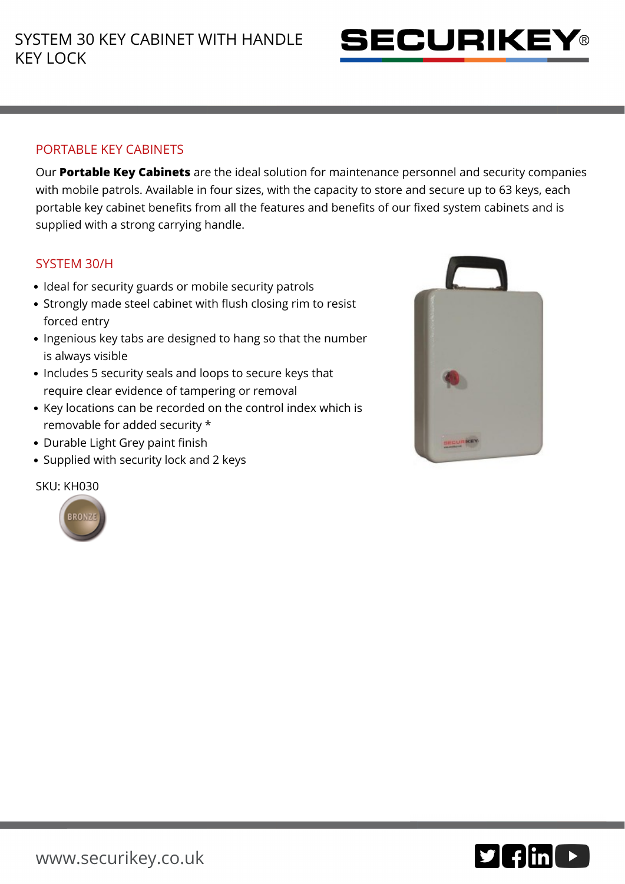# SYSTEM 30 KEY CABINET WITH HANDLE KEY LOCK

SECURIKEY®

## PORTABLE KEY CABINETS

Our **Portable Key Cabinets** are the ideal solution for maintenance personnel and security companies with mobile patrols. Available in four sizes, with the capacity to store and secure up to 63 keys, each portable key cabinet benefits from all the features and benefits of our fixed system cabinets and is supplied with a strong carrying handle.

## SYSTEM 30/H

- Ideal for security guards or mobile security patrols
- Strongly made steel cabinet with flush closing rim to resist forced entry
- Ingenious key tabs are designed to hang so that the number is always visible
- Includes 5 security seals and loops to secure keys that require clear evidence of tampering or removal
- Key locations can be recorded on the control index which is removable for added security *
- Durable Light Grey paint finish
- Supplied with security lock and 2 keys

SKU: KH030

BRONZE

www.securikey.co.uk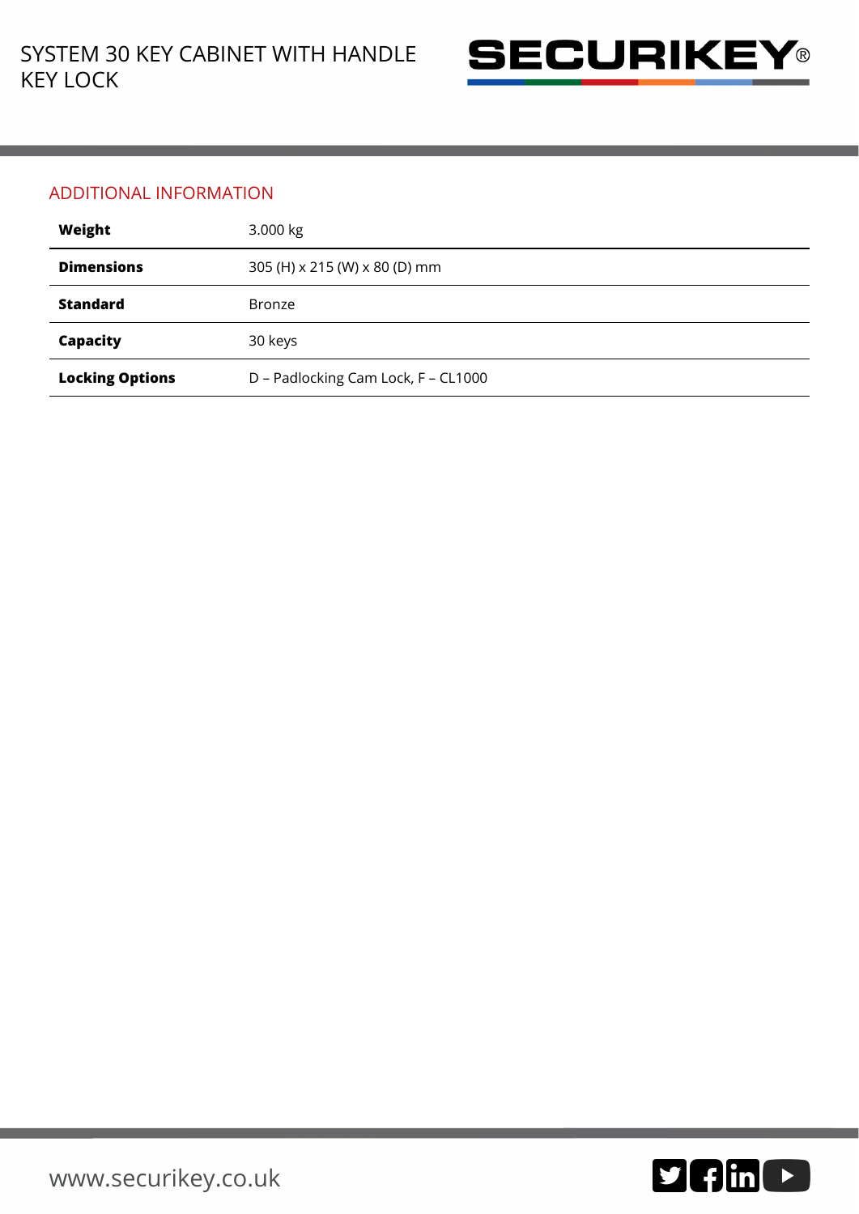## ADDITIONAL INFORMATION

| | |
|---|---|
| **Weight** | 3.000 kg |
| **Dimensions** | 305 (H) x 215 (W) x 80 (D) mm |
| **Standard** | Bronze |
| **Capacity** | 30 keys |
| **Locking Options** | D – Padlocking Cam Lock, F – CL1000 |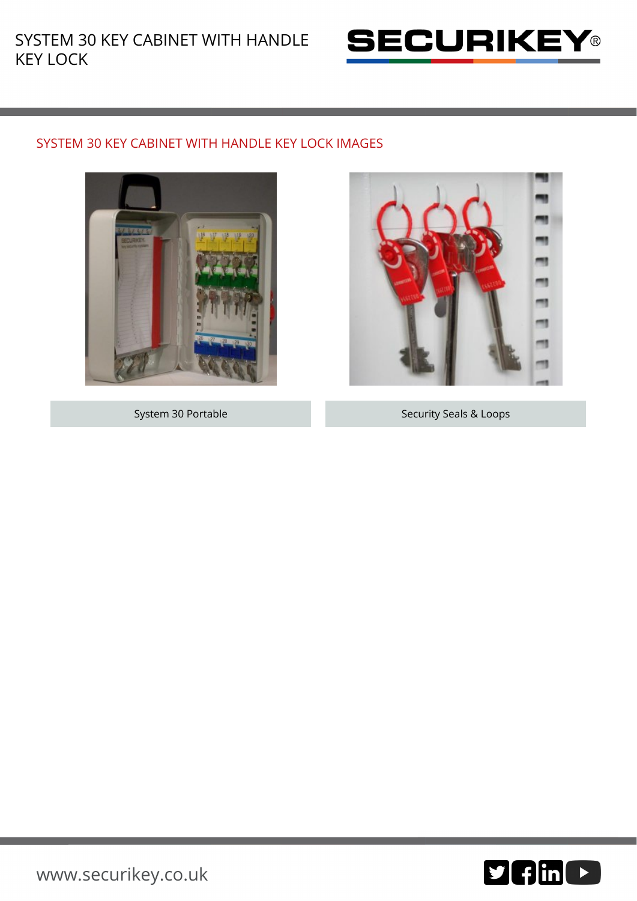## SYSTEM 30 KEY CABINET WITH HANDLE KEY LOCK IMAGES

System 30 Portable

Security Seals & Loops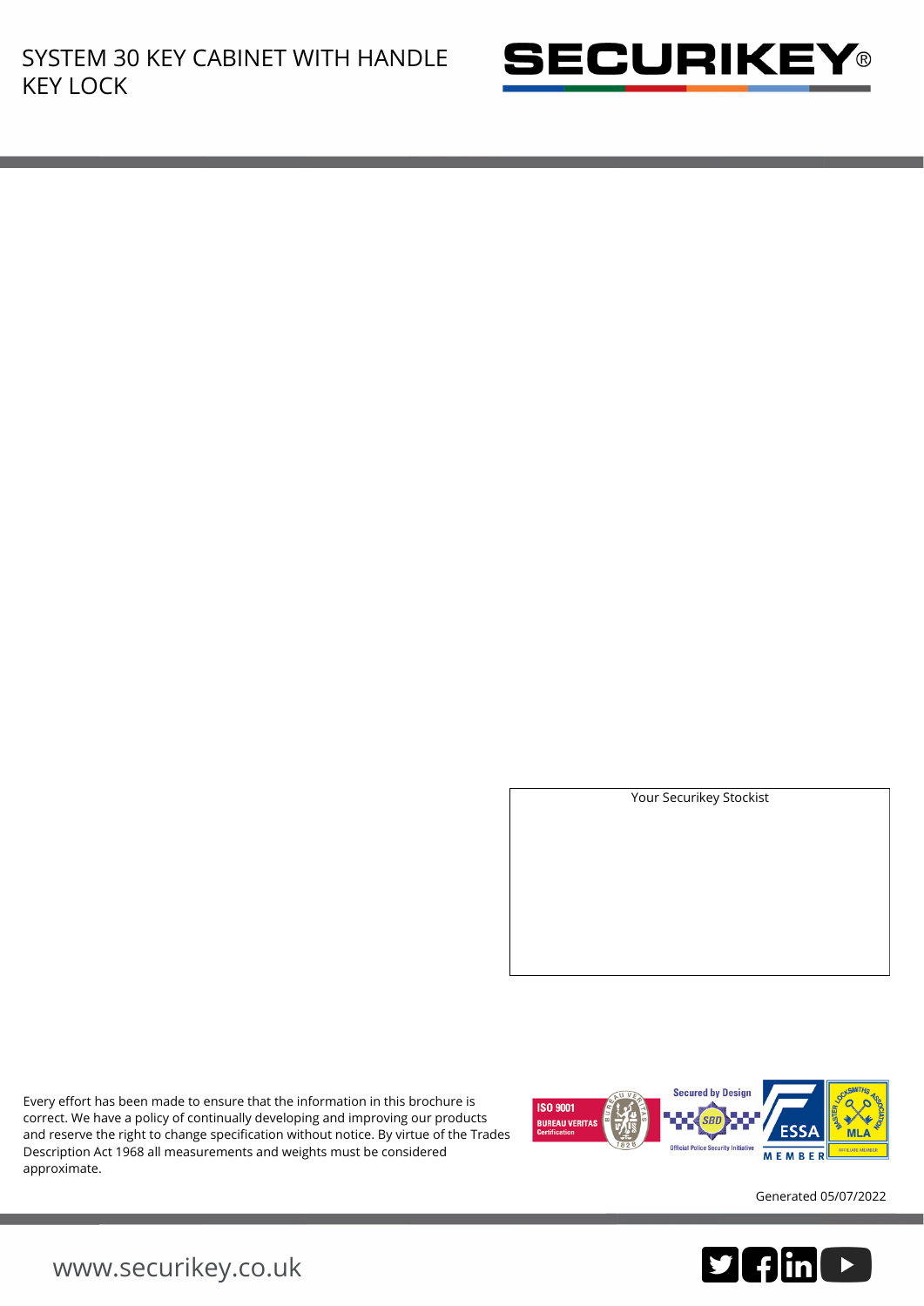# SYSTEM 30 KEY CABINET WITH HANDLE KEY LOCK

Your Securikey Stockist

Every effort has been made to ensure that the information in this brochure is correct. We have a policy of continually developing and improving our products and reserve the right to change specification without notice. By virtue of the Trades Description Act 1968 all measurements and weights must be considered approximate.

Generated 05/07/2022

www.securikey.co.uk